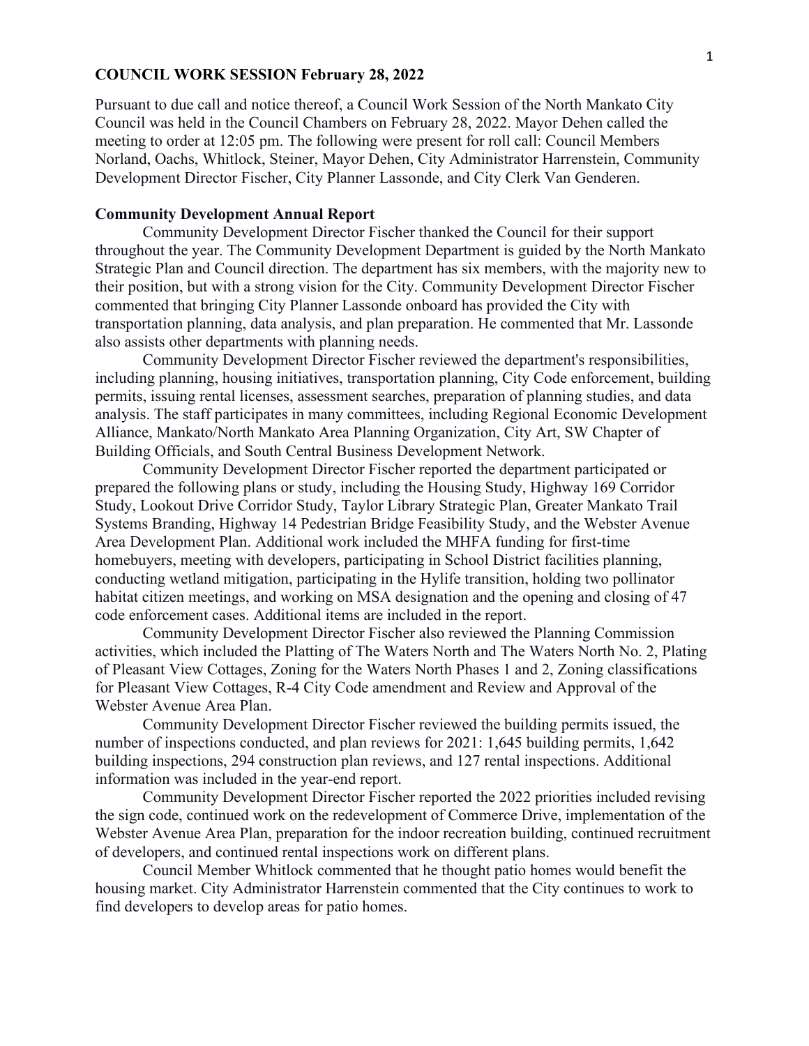**COUNCIL WORK SESSION February 28, 2022**

Pursuant to due call and notice thereof, a Council Work Session of the North Mankato City Council was held in the Council Chambers on February 28, 2022. Mayor Dehen called the meeting to order at 12:05 pm. The following were present for roll call: Council Members Norland, Oachs, Whitlock, Steiner, Mayor Dehen, City Administrator Harrenstein, Community Development Director Fischer, City Planner Lassonde, and City Clerk Van Genderen.

**Community Development Annual Report**

Community Development Director Fischer thanked the Council for their support throughout the year. The Community Development Department is guided by the North Mankato Strategic Plan and Council direction. The department has six members, with the majority new to their position, but with a strong vision for the City. Community Development Director Fischer commented that bringing City Planner Lassonde onboard has provided the City with transportation planning, data analysis, and plan preparation. He commented that Mr. Lassonde also assists other departments with planning needs.

Community Development Director Fischer reviewed the department's responsibilities, including planning, housing initiatives, transportation planning, City Code enforcement, building permits, issuing rental licenses, assessment searches, preparation of planning studies, and data analysis. The staff participates in many committees, including Regional Economic Development Alliance, Mankato/North Mankato Area Planning Organization, City Art, SW Chapter of Building Officials, and South Central Business Development Network.

Community Development Director Fischer reported the department participated or prepared the following plans or study, including the Housing Study, Highway 169 Corridor Study, Lookout Drive Corridor Study, Taylor Library Strategic Plan, Greater Mankato Trail Systems Branding, Highway 14 Pedestrian Bridge Feasibility Study, and the Webster Avenue Area Development Plan. Additional work included the MHFA funding for first-time homebuyers, meeting with developers, participating in School District facilities planning, conducting wetland mitigation, participating in the Hylife transition, holding two pollinator habitat citizen meetings, and working on MSA designation and the opening and closing of 47 code enforcement cases. Additional items are included in the report.

Community Development Director Fischer also reviewed the Planning Commission activities, which included the Platting of The Waters North and The Waters North No. 2, Plating of Pleasant View Cottages, Zoning for the Waters North Phases 1 and 2, Zoning classifications for Pleasant View Cottages, R-4 City Code amendment and Review and Approval of the Webster Avenue Area Plan.

Community Development Director Fischer reviewed the building permits issued, the number of inspections conducted, and plan reviews for 2021: 1,645 building permits, 1,642 building inspections, 294 construction plan reviews, and 127 rental inspections. Additional information was included in the year-end report.

Community Development Director Fischer reported the 2022 priorities included revising the sign code, continued work on the redevelopment of Commerce Drive, implementation of the Webster Avenue Area Plan, preparation for the indoor recreation building, continued recruitment of developers, and continued rental inspections work on different plans.

Council Member Whitlock commented that he thought patio homes would benefit the housing market. City Administrator Harrenstein commented that the City continues to work to find developers to develop areas for patio homes.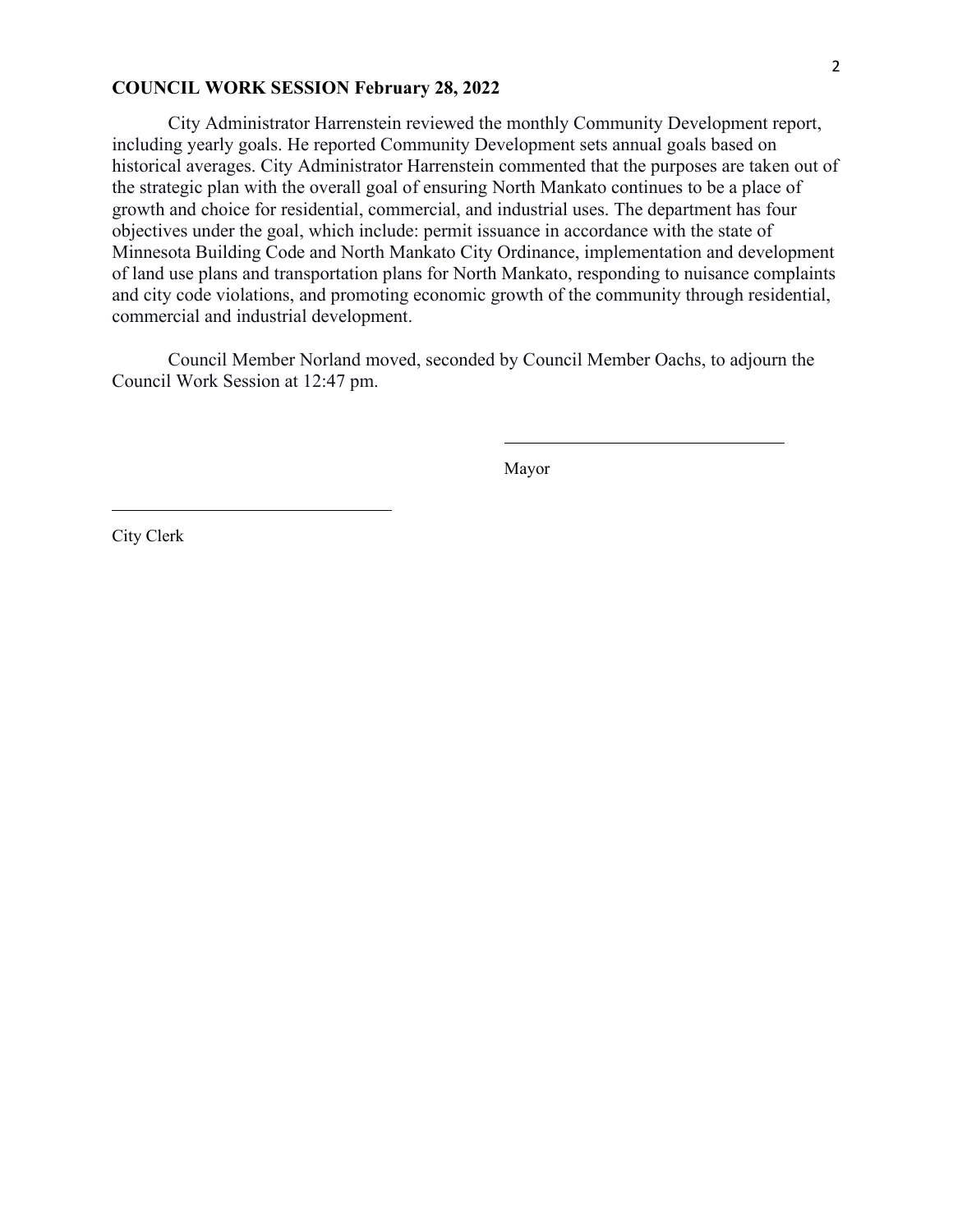**COUNCIL WORK SESSION February 28, 2022**

City Administrator Harrenstein reviewed the monthly Community Development report, including yearly goals. He reported Community Development sets annual goals based on historical averages. City Administrator Harrenstein commented that the purposes are taken out of the strategic plan with the overall goal of ensuring North Mankato continues to be a place of growth and choice for residential, commercial, and industrial uses. The department has four objectives under the goal, which include: permit issuance in accordance with the state of Minnesota Building Code and North Mankato City Ordinance, implementation and development of land use plans and transportation plans for North Mankato, responding to nuisance complaints and city code violations, and promoting economic growth of the community through residential, commercial and industrial development.

Council Member Norland moved, seconded by Council Member Oachs, to adjourn the Council Work Session at 12:47 pm.

\_\_\_\_\_\_\_\_\_\_\_\_\_\_\_\_\_\_\_\_\_\_\_\_\_\_\_\_\_\_\_\_

Mayor

\_\_\_\_\_\_\_\_\_\_\_\_\_\_\_\_\_\_\_\_\_\_\_\_\_\_\_\_\_\_\_\_

City Clerk